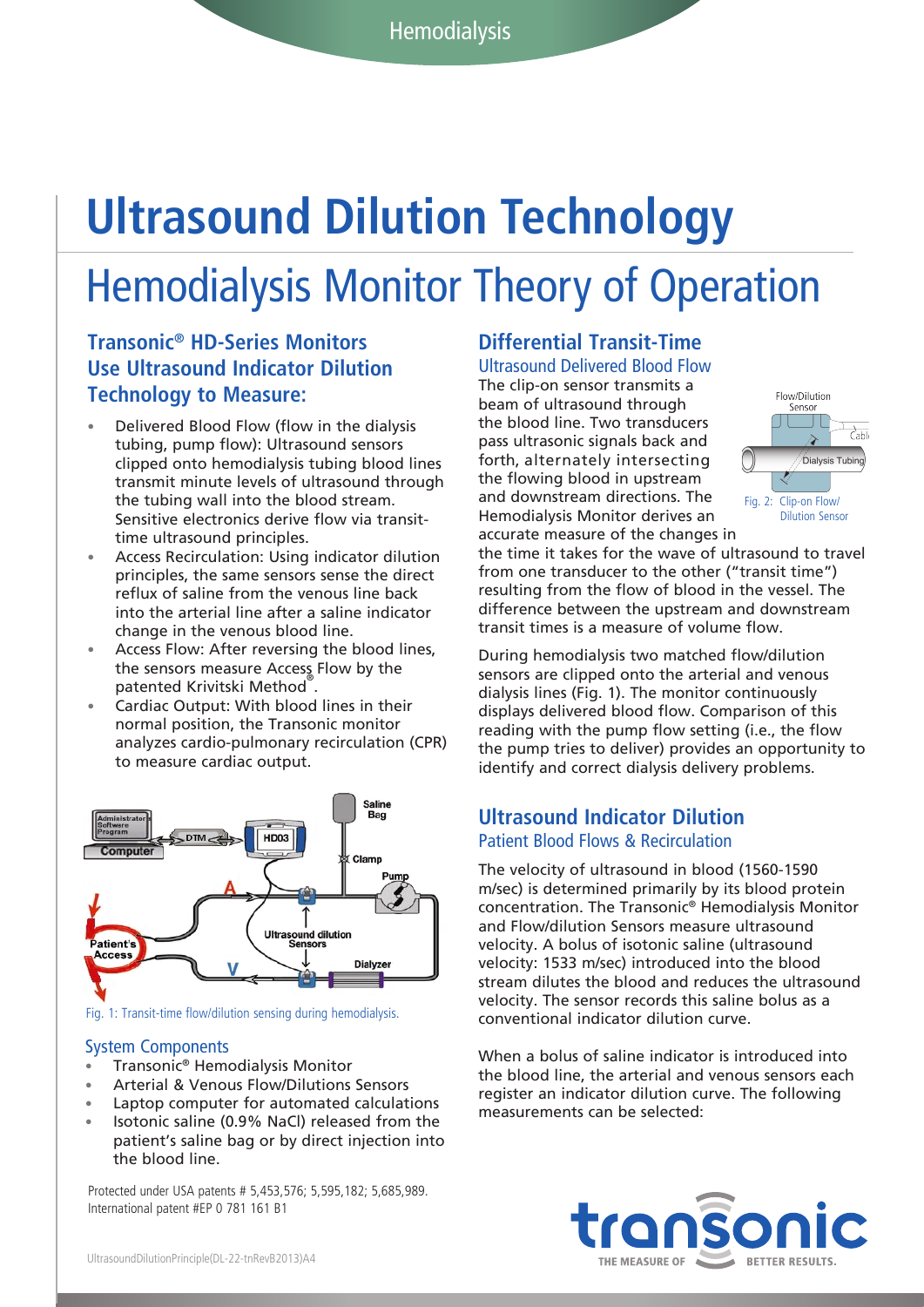# Ultrasound Dilution Technology

## Hemodialysis Monitor Theory of Operation

### Transonic® HD-Series Monitors Use Ultrasound Indicator Dilution Technology to Measure:

- Delivered Blood Flow (flow in the dialysis tubing, pump flow): Ultrasound sensors clipped onto hemodialysis tubing blood lines transmit minute levels of ultrasound through the tubing wall into the blood stream. Sensitive electronics derive flow via transit-time ultrasound principles.
- Access Recirculation: Using indicator dilution principles, the same sensors sense the direct reflux of saline from the venous line back into the arterial line after a saline indicator change in the venous blood line.
- Access Flow: After reversing the blood lines, the sensors measure Access Flow by the patented Krivitski Method®.
- Cardiac Output: With blood lines in their normal position, the Transonic monitor analyzes cardio-pulmonary recirculation (CPR) to measure cardiac output.

Administrator Software Program
Computer
DTM
HD03
Saline Bag
Clamp
Pump
A
V
Patient's Access
Ultrasound dilution Sensors
Dialyzer

Fig. 1: Transit-time flow/dilution sensing during hemodialysis.

#### System Components

- Transonic® Hemodialysis Monitor
- Arterial & Venous Flow/Dilutions Sensors
- Laptop computer for automated calculations
- Isotonic saline (0.9% NaCl) released from the patient's saline bag or by direct injection into the blood line.

Protected under USA patents # 5,453,576; 5,595,182; 5,685,989. International patent #EP 0 781 161 B1

### Differential Transit-Time

#### Ultrasound Delivered Blood Flow

The clip-on sensor transmits a beam of ultrasound through the blood line. Two transducers pass ultrasonic signals back and forth, alternately intersecting the flowing blood in upstream and downstream directions. The Hemodialysis Monitor derives an accurate measure of the changes in the time it takes for the wave of ultrasound to travel from one transducer to the other ("transit time") resulting from the flow of blood in the vessel. The difference between the upstream and downstream transit times is a measure of volume flow.

Flow/Dilution Sensor
Cable
Dialysis Tubing

Fig. 2: Clip-on Flow/ Dilution Sensor

During hemodialysis two matched flow/dilution sensors are clipped onto the arterial and venous dialysis lines (Fig. 1). The monitor continuously displays delivered blood flow. Comparison of this reading with the pump flow setting (i.e., the flow the pump tries to deliver) provides an opportunity to identify and correct dialysis delivery problems.

### Ultrasound Indicator Dilution

#### Patient Blood Flows & Recirculation

The velocity of ultrasound in blood (1560-1590 m/sec) is determined primarily by its blood protein concentration. The Transonic® Hemodialysis Monitor and Flow/dilution Sensors measure ultrasound velocity. A bolus of isotonic saline (ultrasound velocity: 1533 m/sec) introduced into the blood stream dilutes the blood and reduces the ultrasound velocity. The sensor records this saline bolus as a conventional indicator dilution curve.

When a bolus of saline indicator is introduced into the blood line, the arterial and venous sensors each register an indicator dilution curve. The following measurements can be selected: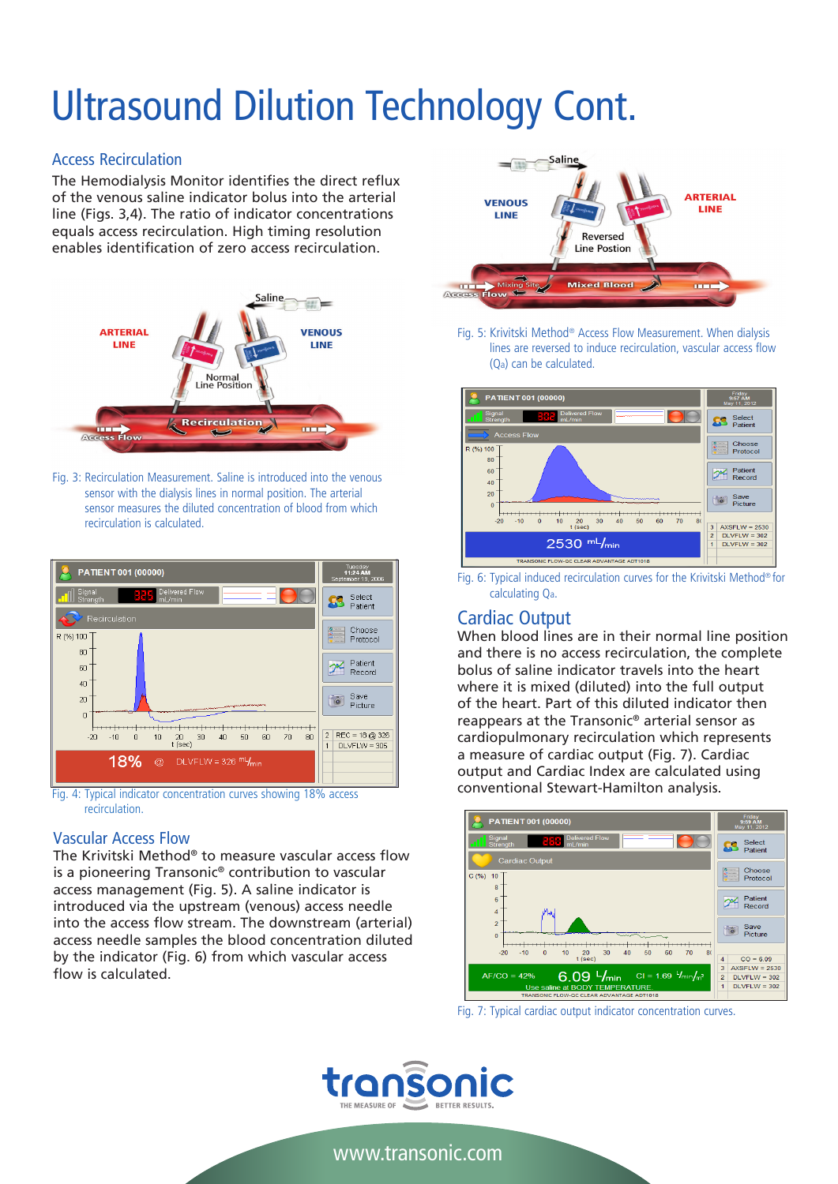# Ultrasound Dilution Technology Cont.

## Access Recirculation

The Hemodialysis Monitor identifies the direct reflux of the venous saline indicator bolus into the arterial line (Figs. 3,4). The ratio of indicator concentrations equals access recirculation. High timing resolution enables identification of zero access recirculation.

Saline
ARTERIAL LINE
VENOUS LINE
Normal Line Position
Recirculation
Access Flow

Fig. 3: Recirculation Measurement. Saline is introduced into the venous sensor with the dialysis lines in normal position. The arterial sensor measures the diluted concentration of blood from which recirculation is calculated.

PATIENT 001 (00000)
Tuesday 11:24 AM September 19, 2006
Signal Strength
325
Delivered Flow mL/min
Recirculation
Select Patient
Choose Protocol
Patient Record
Save Picture
R (%) 100
80
60
40
20
0
-20 -10 0 10 20 30 40 50 60 70 80
t (sec)
2 REC = 18 @ 326
1 DLVFLW = 305
18% @ DLVFLW = 326 mL/min

Fig. 4: Typical indicator concentration curves showing 18% access recirculation.

## Vascular Access Flow

The Krivitski Method® to measure vascular access flow is a pioneering Transonic® contribution to vascular access management (Fig. 5). A saline indicator is introduced via the upstream (venous) access needle into the access flow stream. The downstream (arterial) access needle samples the blood concentration diluted by the indicator (Fig. 6) from which vascular access flow is calculated.

Saline
VENOUS LINE
ARTERIAL LINE
Reversed Line Postion
Mixing Site
Mixed Blood
Access Flow

Fig. 5: Krivitski Method® Access Flow Measurement. When dialysis lines are reversed to induce recirculation, vascular access flow ($Q_a$) can be calculated.

PATIENT 001 (00000)
Friday 9:57 AM May 11, 2012
Signal Strength
302
Delivered Flow mL/min
Access Flow
Select Patient
Choose Protocol
Patient Record
Save Picture
R (%) 100
80
60
40
20
0
-20 -10 0 10 20 30 40 50 60 70 80
t (sec)
3 AXSFLW = 2530
2 DLVFLW = 302
1 DLVFLW = 302
2530 mL/min
TRANSONIC FLOW-QC CLEAR ADVANTAGE ADT1018

Fig. 6: Typical induced recirculation curves for the Krivitski Method® for calculating $Q_a$.

## Cardiac Output

When blood lines are in their normal line position and there is no access recirculation, the complete bolus of saline indicator travels into the heart where it is mixed (diluted) into the full output of the heart. Part of this diluted indicator then reappears at the Transonic® arterial sensor as cardiopulmonary recirculation which represents a measure of cardiac output (Fig. 7). Cardiac output and Cardiac Index are calculated using conventional Stewart-Hamilton analysis.

PATIENT 001 (00000)
Friday 9:59 AM May 11, 2012
Signal Strength
280
Delivered Flow mL/min
Cardiac Output
Select Patient
Choose Protocol
Patient Record
Save Picture
C (%) 10
8
6
4
2
0
-20 -10 0 10 20 30 40 50 60 70 80
t (sec)
4 CO = 6.09
3 AXSFLW = 2530
2 DLVFLW = 302
1 DLVFLW = 302
AF/CO = 42% 6.09 L/min CI = 1.69 L/min/m²
Use saline at BODY TEMPERATURE
TRANSONIC FLOW-QC CLEAR ADVANTAGE ADT1018

Fig. 7: Typical cardiac output indicator concentration curves.

transonic
THE MEASURE OF BETTER RESULTS.

www.transonic.com